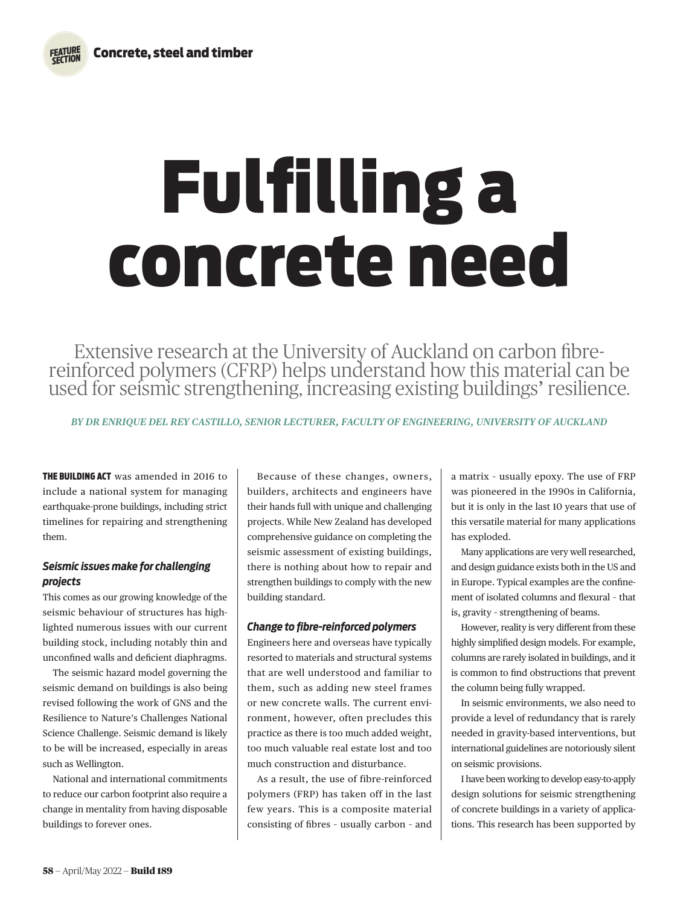# Fulfilling a concrete need

Extensive research at the University of Auckland on carbon fibre-reinforced polymers (CFRP) helps understand how this material can be used for seismic strengthening, increasing existing buildings' resilience.

*BY DR ENRIQUE DEL REY CASTILLO, SENIOR LECTURER, FACULTY OF ENGINEERING, UNIVERSITY OF AUCKLAND*

**THE BUILDING ACT** was amended in 2016 to include a national system for managing earthquake-prone buildings, including strict timelines for repairing and strengthening them.

### *Seismic issues make for challenging projects*

This comes as our growing knowledge of the seismic behaviour of structures has highlighted numerous issues with our current building stock, including notably thin and unconfined walls and deficient diaphragms.

The seismic hazard model governing the seismic demand on buildings is also being revised following the work of GNS and the Resilience to Nature's Challenges National Science Challenge. Seismic demand is likely to be will be increased, especially in areas such as Wellington.

National and international commitments to reduce our carbon footprint also require a change in mentality from having disposable buildings to forever ones.

Because of these changes, owners, builders, architects and engineers have their hands full with unique and challenging projects. While New Zealand has developed comprehensive guidance on completing the seismic assessment of existing buildings, there is nothing about how to repair and strengthen buildings to comply with the new building standard.

### *Change to fibre-reinforced polymers*

Engineers here and overseas have typically resorted to materials and structural systems that are well understood and familiar to them, such as adding new steel frames or new concrete walls. The current environment, however, often precludes this practice as there is too much added weight, too much valuable real estate lost and too much construction and disturbance.

As a result, the use of fibre-reinforced polymers (FRP) has taken off in the last few years. This is a composite material consisting of fibres - usually carbon - and a matrix - usually epoxy. The use of FRP was pioneered in the 1990s in California, but it is only in the last 10 years that use of this versatile material for many applications has exploded.

Many applications are very well researched, and design guidance exists both in the US and in Europe. Typical examples are the confinement of isolated columns and flexural - that is, gravity - strengthening of beams.

However, reality is very different from these highly simplified design models. For example, columns are rarely isolated in buildings, and it is common to find obstructions that prevent the column being fully wrapped.

In seismic environments, we also need to provide a level of redundancy that is rarely needed in gravity-based interventions, but international guidelines are notoriously silent on seismic provisions.

I have been working to develop easy-to-apply design solutions for seismic strengthening of concrete buildings in a variety of applications. This research has been supported by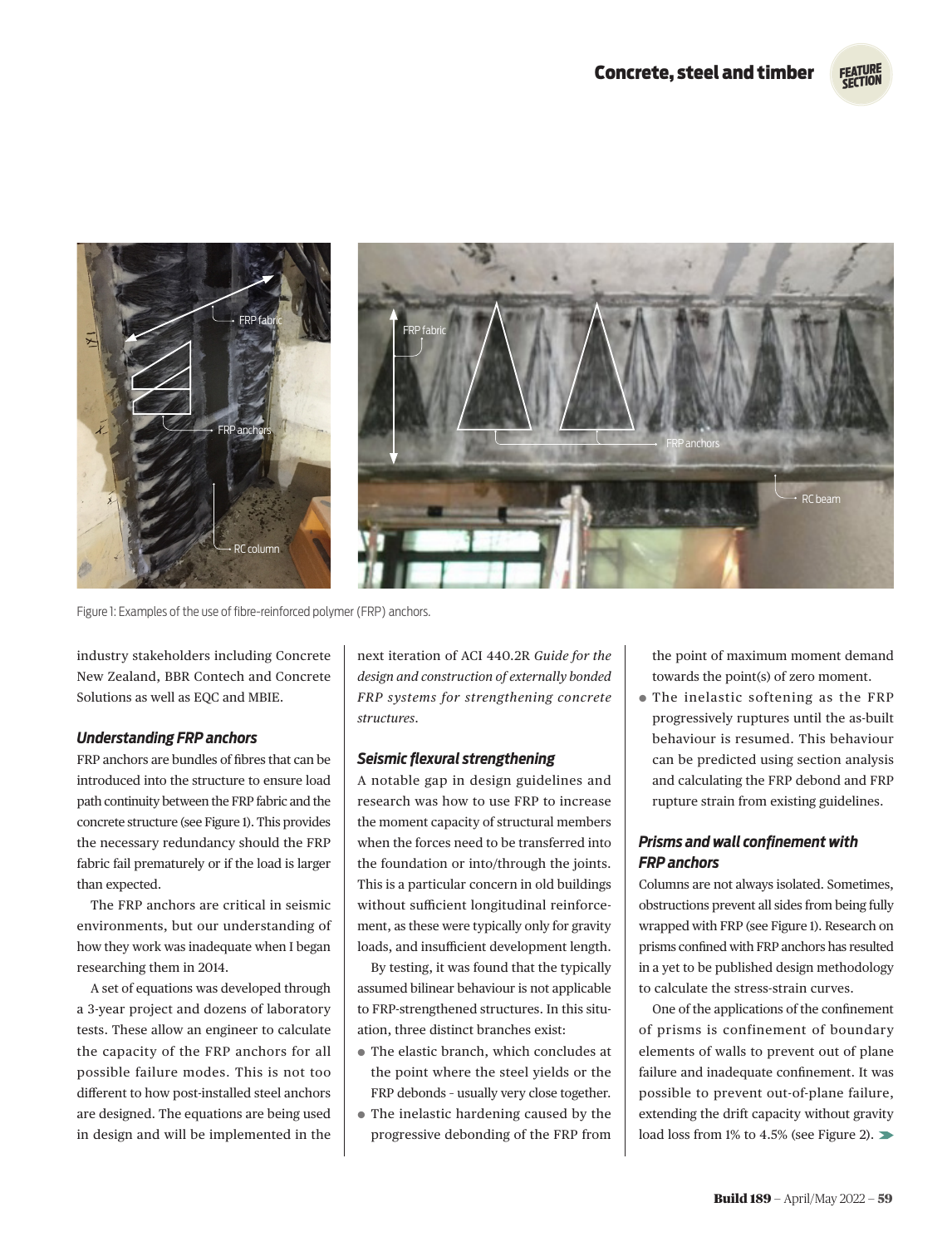Figure 1: Examples of the use of fibre-reinforced polymer (FRP) anchors.

industry stakeholders including Concrete New Zealand, BBR Contech and Concrete Solutions as well as EQC and MBIE.

### Understanding FRP anchors

FRP anchors are bundles of fibres that can be introduced into the structure to ensure load path continuity between the FRP fabric and the concrete structure (see Figure 1). This provides the necessary redundancy should the FRP fabric fail prematurely or if the load is larger than expected.

The FRP anchors are critical in seismic environments, but our understanding of how they work was inadequate when I began researching them in 2014.

A set of equations was developed through a 3-year project and dozens of laboratory tests. These allow an engineer to calculate the capacity of the FRP anchors for all possible failure modes. This is not too different to how post-installed steel anchors are designed. The equations are being used in design and will be implemented in the next iteration of ACI 440.2R *Guide for the design and construction of externally bonded FRP systems for strengthening concrete structures*.

### Seismic flexural strengthening

A notable gap in design guidelines and research was how to use FRP to increase the moment capacity of structural members when the forces need to be transferred into the foundation or into/through the joints. This is a particular concern in old buildings without sufficient longitudinal reinforcement, as these were typically only for gravity loads, and insufficient development length.

By testing, it was found that the typically assumed bilinear behaviour is not applicable to FRP-strengthened structures. In this situation, three distinct branches exist:

- The elastic branch, which concludes at the point where the steel yields or the FRP debonds - usually very close together.
- The inelastic hardening caused by the progressive debonding of the FRP from the point of maximum moment demand towards the point(s) of zero moment.
- The inelastic softening as the FRP progressively ruptures until the as-built behaviour is resumed. This behaviour can be predicted using section analysis and calculating the FRP debond and FRP rupture strain from existing guidelines.

### Prisms and wall confinement with FRP anchors

Columns are not always isolated. Sometimes, obstructions prevent all sides from being fully wrapped with FRP (see Figure 1). Research on prisms confined with FRP anchors has resulted in a yet to be published design methodology to calculate the stress-strain curves.

One of the applications of the confinement of prisms is confinement of boundary elements of walls to prevent out of plane failure and inadequate confinement. It was possible to prevent out-of-plane failure, extending the drift capacity without gravity load loss from 1% to 4.5% (see Figure 2).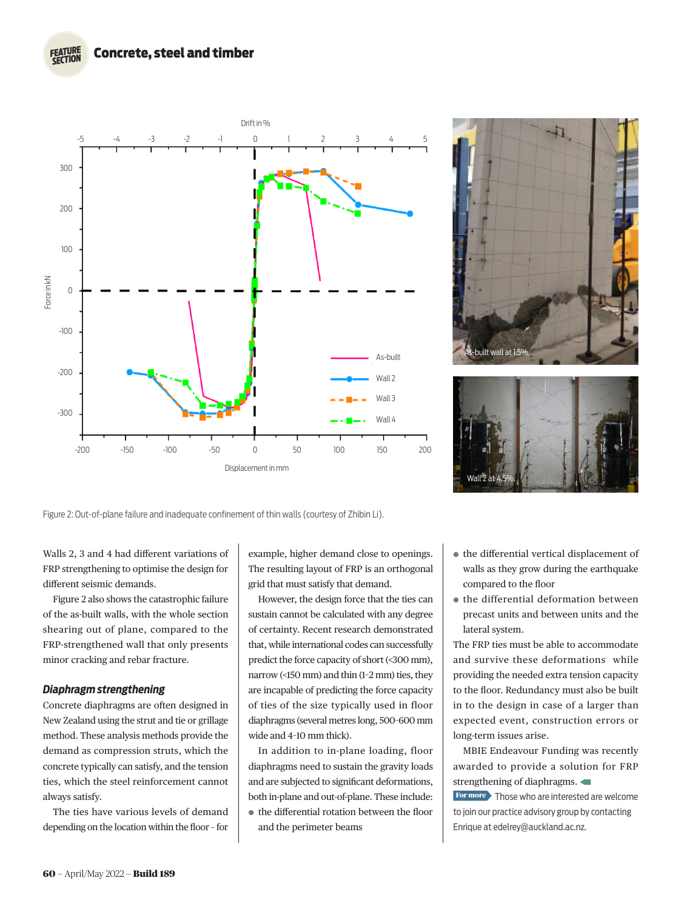Drift in %

-5 -4 -3 -2 -1 0 1 2 3 4 5

300
200
100
0
-100
-200
-300

Force in kN

-200 -150 -100 -50 0 50 100 150 200

Displacement in mm

As-built
Wall 2
Wall 3
Wall 4

As-built wall at 1.5%.

Wall 2 at 4.5%.

Figure 2: Out-of-plane failure and inadequate confinement of thin walls (courtesy of Zhibin Li).

Walls 2, 3 and 4 had different variations of FRP strengthening to optimise the design for different seismic demands.

Figure 2 also shows the catastrophic failure of the as-built walls, with the whole section shearing out of plane, compared to the FRP-strengthened wall that only presents minor cracking and rebar fracture.

### *Diaphragm strengthening*

Concrete diaphragms are often designed in New Zealand using the strut and tie or grillage method. These analysis methods provide the demand as compression struts, which the concrete typically can satisfy, and the tension ties, which the steel reinforcement cannot always satisfy.

The ties have various levels of demand depending on the location within the floor – for example, higher demand close to openings. The resulting layout of FRP is an orthogonal grid that must satisfy that demand.

However, the design force that the ties can sustain cannot be calculated with any degree of certainty. Recent research demonstrated that, while international codes can successfully predict the force capacity of short (<300 mm), narrow (<150 mm) and thin (1–2 mm) ties, they are incapable of predicting the force capacity of ties of the size typically used in floor diaphragms (several metres long, 500–600 mm wide and 4–10 mm thick).

In addition to in-plane loading, floor diaphragms need to sustain the gravity loads and are subjected to significant deformations, both in-plane and out-of-plane. These include:

- the differential rotation between the floor and the perimeter beams
- the differential vertical displacement of walls as they grow during the earthquake compared to the floor
- the differential deformation between precast units and between units and the lateral system.

The FRP ties must be able to accommodate and survive these deformations while providing the needed extra tension capacity to the floor. Redundancy must also be built in to the design in case of a larger than expected event, construction errors or long-term issues arise.

MBIE Endeavour Funding was recently awarded to provide a solution for FRP strengthening of diaphragms.

**For more** Those who are interested are welcome to join our practice advisory group by contacting Enrique at edelrey@auckland.ac.nz.